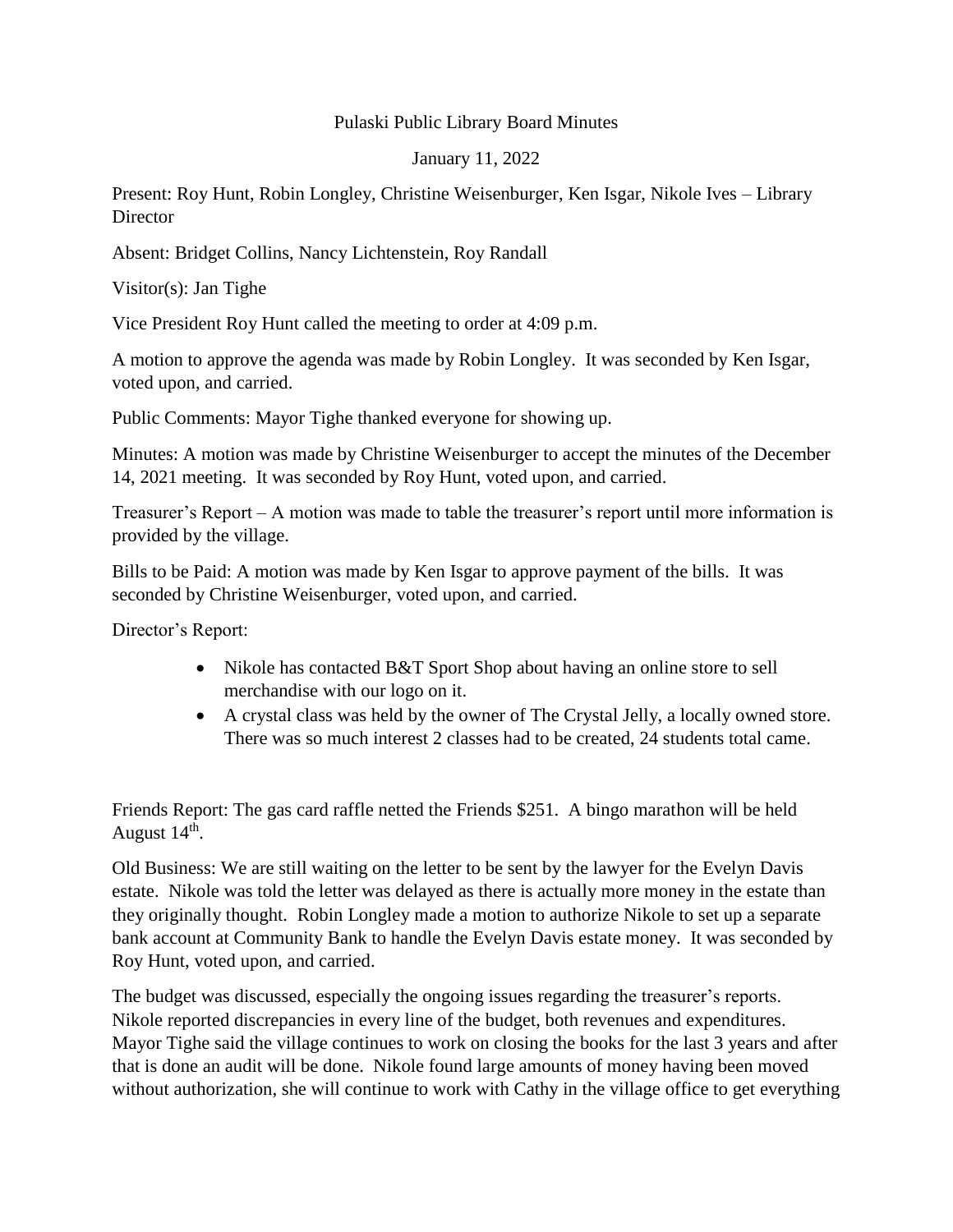# Pulaski Public Library Board Minutes

January 11, 2022

Present: Roy Hunt, Robin Longley, Christine Weisenburger, Ken Isgar, Nikole Ives – Library Director

Absent: Bridget Collins, Nancy Lichtenstein, Roy Randall

Visitor(s): Jan Tighe

Vice President Roy Hunt called the meeting to order at 4:09 p.m.

A motion to approve the agenda was made by Robin Longley. It was seconded by Ken Isgar, voted upon, and carried.

Public Comments: Mayor Tighe thanked everyone for showing up.

Minutes: A motion was made by Christine Weisenburger to accept the minutes of the December 14, 2021 meeting. It was seconded by Roy Hunt, voted upon, and carried.

Treasurer's Report – A motion was made to table the treasurer's report until more information is provided by the village.

Bills to be Paid: A motion was made by Ken Isgar to approve payment of the bills. It was seconded by Christine Weisenburger, voted upon, and carried.

Director's Report:

- Nikole has contacted B&T Sport Shop about having an online store to sell merchandise with our logo on it.
- A crystal class was held by the owner of The Crystal Jelly, a locally owned store. There was so much interest 2 classes had to be created, 24 students total came.

Friends Report: The gas card raffle netted the Friends $251. A bingo marathon will be held August 14th.

Old Business: We are still waiting on the letter to be sent by the lawyer for the Evelyn Davis estate. Nikole was told the letter was delayed as there is actually more money in the estate than they originally thought. Robin Longley made a motion to authorize Nikole to set up a separate bank account at Community Bank to handle the Evelyn Davis estate money. It was seconded by Roy Hunt, voted upon, and carried.

The budget was discussed, especially the ongoing issues regarding the treasurer's reports. Nikole reported discrepancies in every line of the budget, both revenues and expenditures. Mayor Tighe said the village continues to work on closing the books for the last 3 years and after that is done an audit will be done. Nikole found large amounts of money having been moved without authorization, she will continue to work with Cathy in the village office to get everything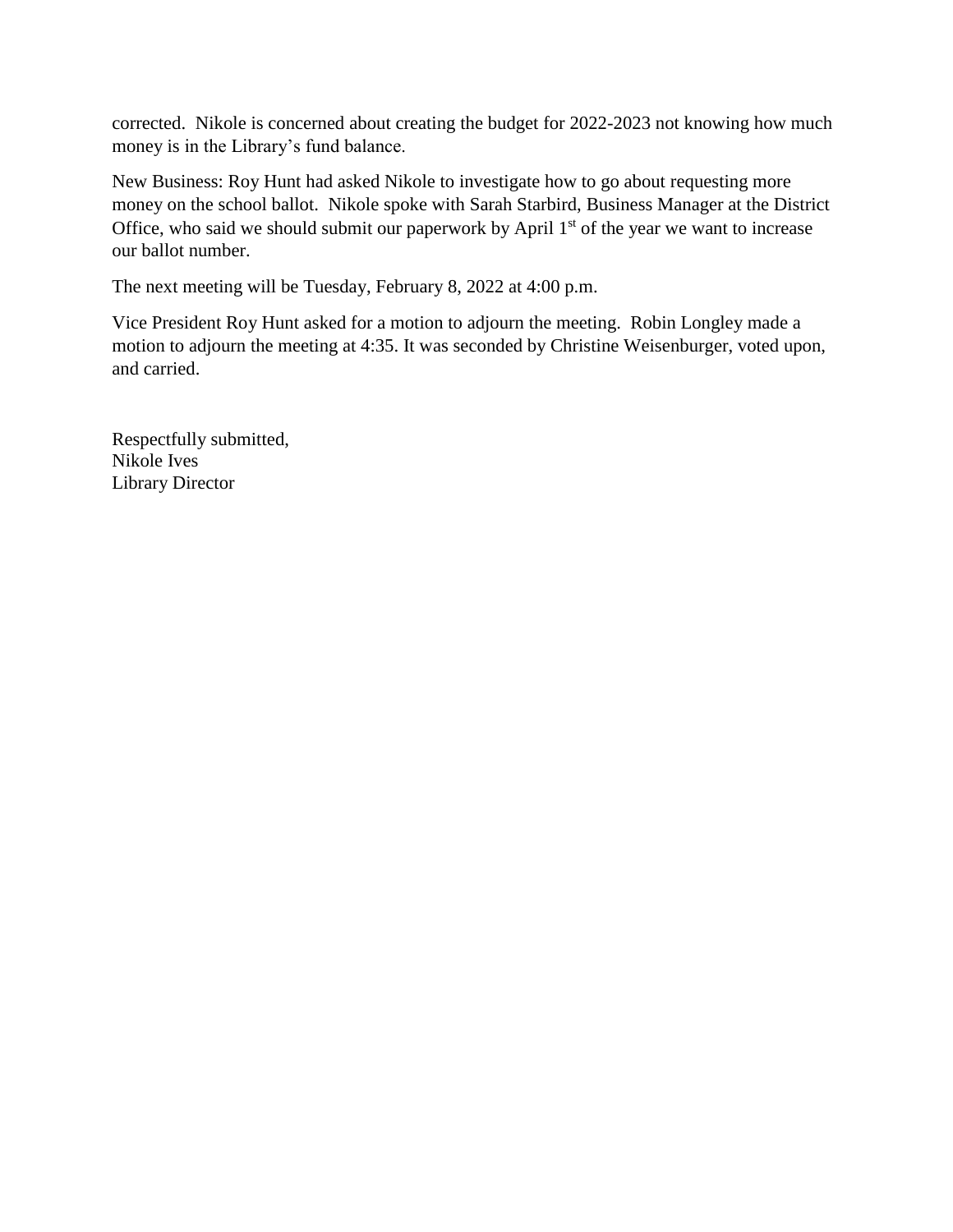corrected. Nikole is concerned about creating the budget for 2022-2023 not knowing how much money is in the Library's fund balance.

New Business: Roy Hunt had asked Nikole to investigate how to go about requesting more money on the school ballot. Nikole spoke with Sarah Starbird, Business Manager at the District Office, who said we should submit our paperwork by April 1st of the year we want to increase our ballot number.

The next meeting will be Tuesday, February 8, 2022 at 4:00 p.m.

Vice President Roy Hunt asked for a motion to adjourn the meeting. Robin Longley made a motion to adjourn the meeting at 4:35. It was seconded by Christine Weisenburger, voted upon, and carried.

Respectfully submitted,
Nikole Ives
Library Director